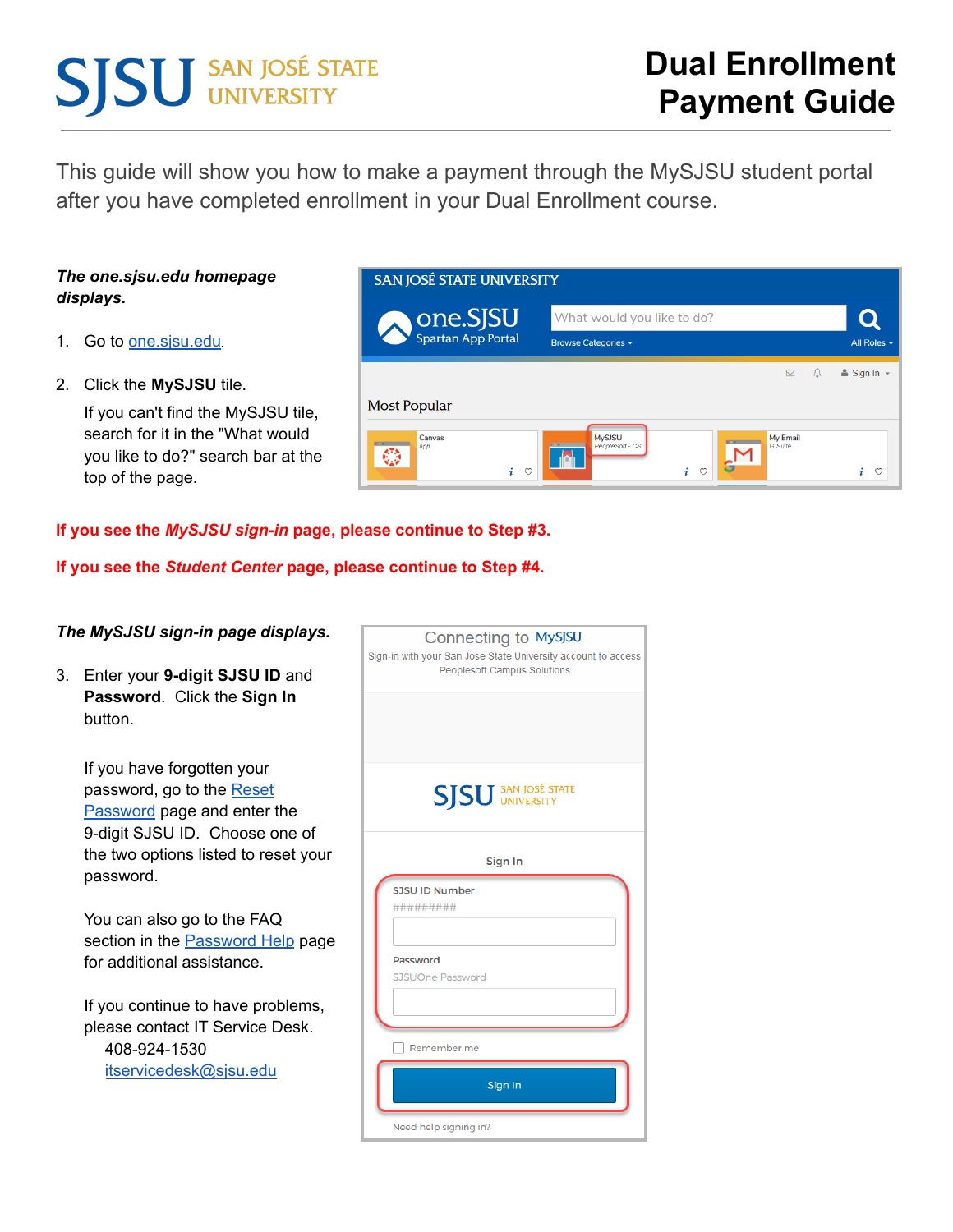# SJSU SAN JOSÉ STATE UNIVERSITY

# Dual Enrollment Payment Guide

This guide will show you how to make a payment through the MySJSU student portal after you have completed enrollment in your Dual Enrollment course.

***The one.sjsu.edu homepage displays.***

1. Go to one.sjsu.edu.
2. Click the **MySJSU** tile.

   If you can't find the MySJSU tile, search for it in the "What would you like to do?" search bar at the top of the page.

**If you see the *MySJSU sign-in* page, please continue to Step #3.**

**If you see the *Student Center* page, please continue to Step #4.**

***The MySJSU sign-in page displays.***

3. Enter your **9-digit SJSU ID** and **Password**. Click the **Sign In** button.

   If you have forgotten your password, go to the Reset Password page and enter the 9-digit SJSU ID. Choose one of the two options listed to reset your password.

   You can also go to the FAQ section in the Password Help page for additional assistance.

   If you continue to have problems, please contact IT Service Desk.
   408-924-1530
   itservicedesk@sjsu.edu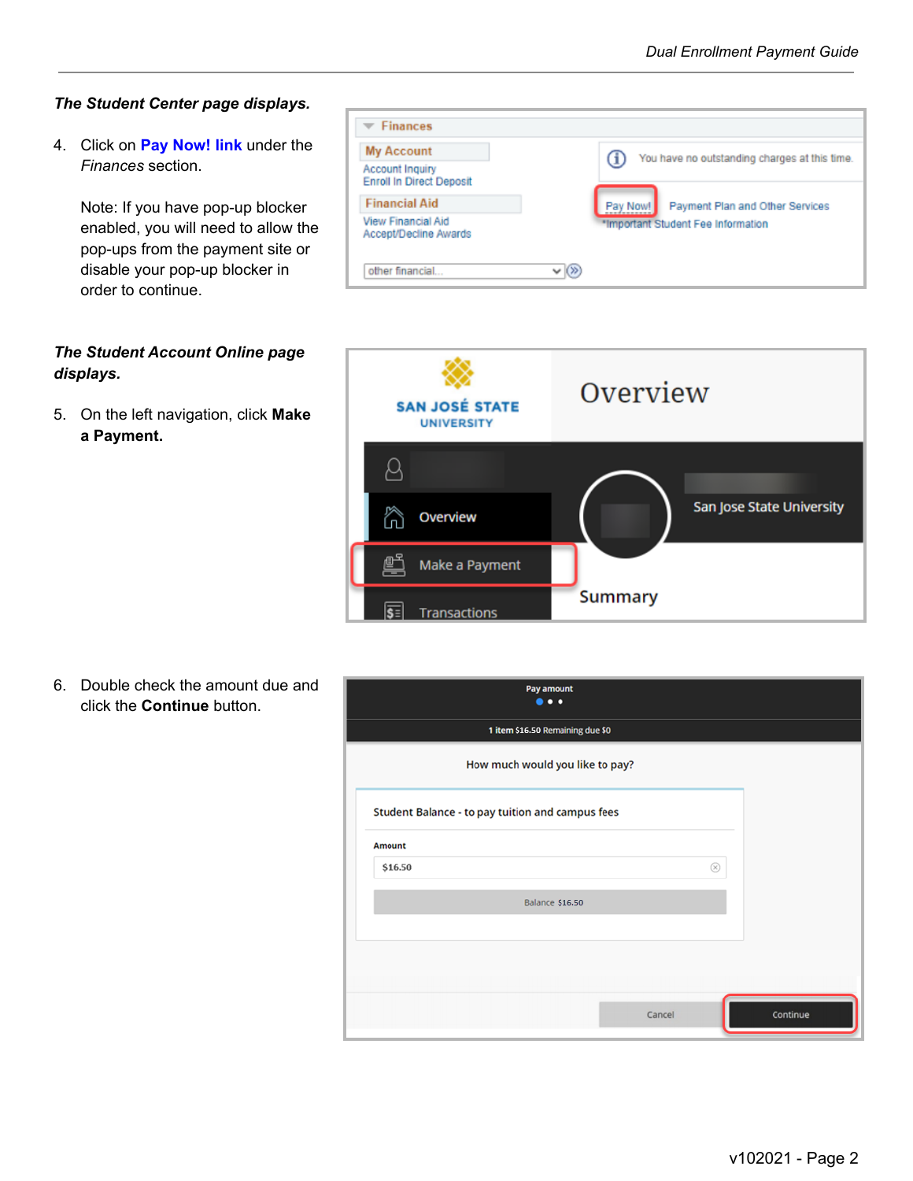***The Student Center page displays.***

4. Click on **Pay Now! link** under the *Finances* section.

   Note: If you have pop-up blocker enabled, you will need to allow the pop-ups from the payment site or disable your pop-up blocker in order to continue.

***The Student Account Online page displays.***

5. On the left navigation, click **Make a Payment.**

6. Double check the amount due and click the **Continue** button.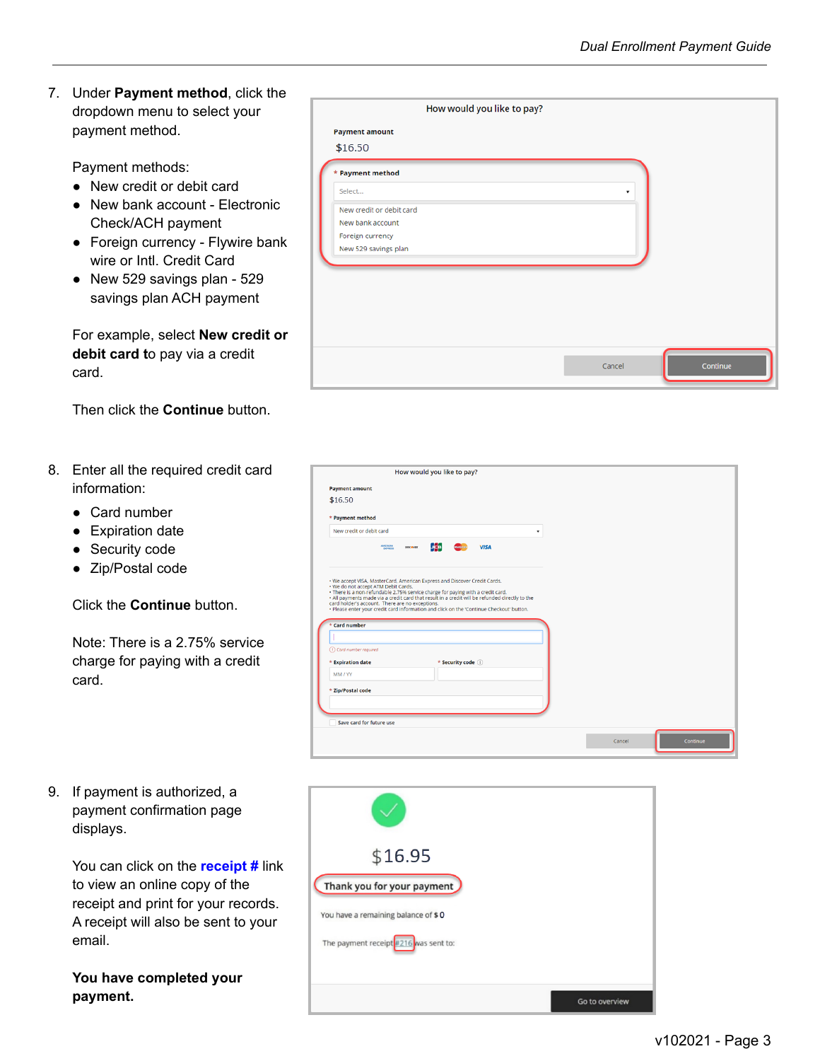7. Under **Payment method**, click the dropdown menu to select your payment method.

   Payment methods:
   - New credit or debit card
   - New bank account - Electronic Check/ACH payment
   - Foreign currency - Flywire bank wire or Intl. Credit Card
   - New 529 savings plan - 529 savings plan ACH payment

   For example, select **New credit or debit card** to pay via a credit card.

   Then click the **Continue** button.

8. Enter all the required credit card information:
   - Card number
   - Expiration date
   - Security code
   - Zip/Postal code

   Click the **Continue** button.

   Note: There is a 2.75% service charge for paying with a credit card.

9. If payment is authorized, a payment confirmation page displays.

   You can click on the **receipt #** link to view an online copy of the receipt and print for your records. A receipt will also be sent to your email.

   **You have completed your payment.**